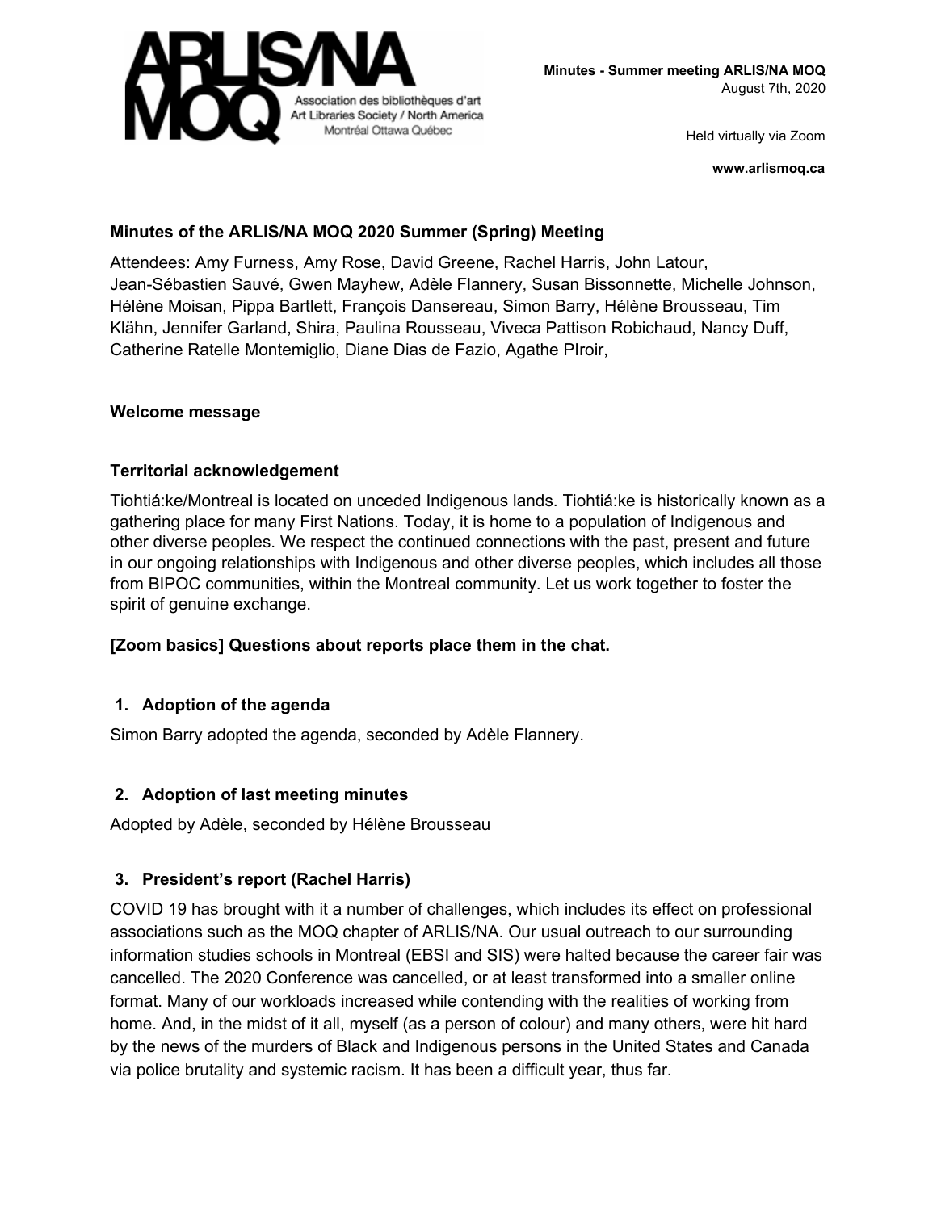ARLIS/NA MOQ

Association des bibliothèques d'art
Art Libraries Society / North America
Montréal Ottawa Québec

**Minutes - Summer meeting ARLIS/NA MOQ**
August 7th, 2020

Held virtually via Zoom

**www.arlismoq.ca**

**Minutes of the ARLIS/NA MOQ 2020 Summer (Spring) Meeting**

Attendees: Amy Furness, Amy Rose, David Greene, Rachel Harris, John Latour, Jean-Sébastien Sauvé, Gwen Mayhew, Adèle Flannery, Susan Bissonnette, Michelle Johnson, Hélène Moisan, Pippa Bartlett, François Dansereau, Simon Barry, Hélène Brousseau, Tim Klähn, Jennifer Garland, Shira, Paulina Rousseau, Viveca Pattison Robichaud, Nancy Duff, Catherine Ratelle Montemiglio, Diane Dias de Fazio, Agathe PIroir,

**Welcome message**

**Territorial acknowledgement**

Tiohtiá:ke/Montreal is located on unceded Indigenous lands. Tiohtiá:ke is historically known as a gathering place for many First Nations. Today, it is home to a population of Indigenous and other diverse peoples. We respect the continued connections with the past, present and future in our ongoing relationships with Indigenous and other diverse peoples, which includes all those from BIPOC communities, within the Montreal community. Let us work together to foster the spirit of genuine exchange.

**[Zoom basics] Questions about reports place them in the chat.**

1. **Adoption of the agenda**

Simon Barry adopted the agenda, seconded by Adèle Flannery.

2. **Adoption of last meeting minutes**

Adopted by Adèle, seconded by Hélène Brousseau

3. **President's report (Rachel Harris)**

COVID 19 has brought with it a number of challenges, which includes its effect on professional associations such as the MOQ chapter of ARLIS/NA. Our usual outreach to our surrounding information studies schools in Montreal (EBSI and SIS) were halted because the career fair was cancelled. The 2020 Conference was cancelled, or at least transformed into a smaller online format. Many of our workloads increased while contending with the realities of working from home. And, in the midst of it all, myself (as a person of colour) and many others, were hit hard by the news of the murders of Black and Indigenous persons in the United States and Canada via police brutality and systemic racism. It has been a difficult year, thus far.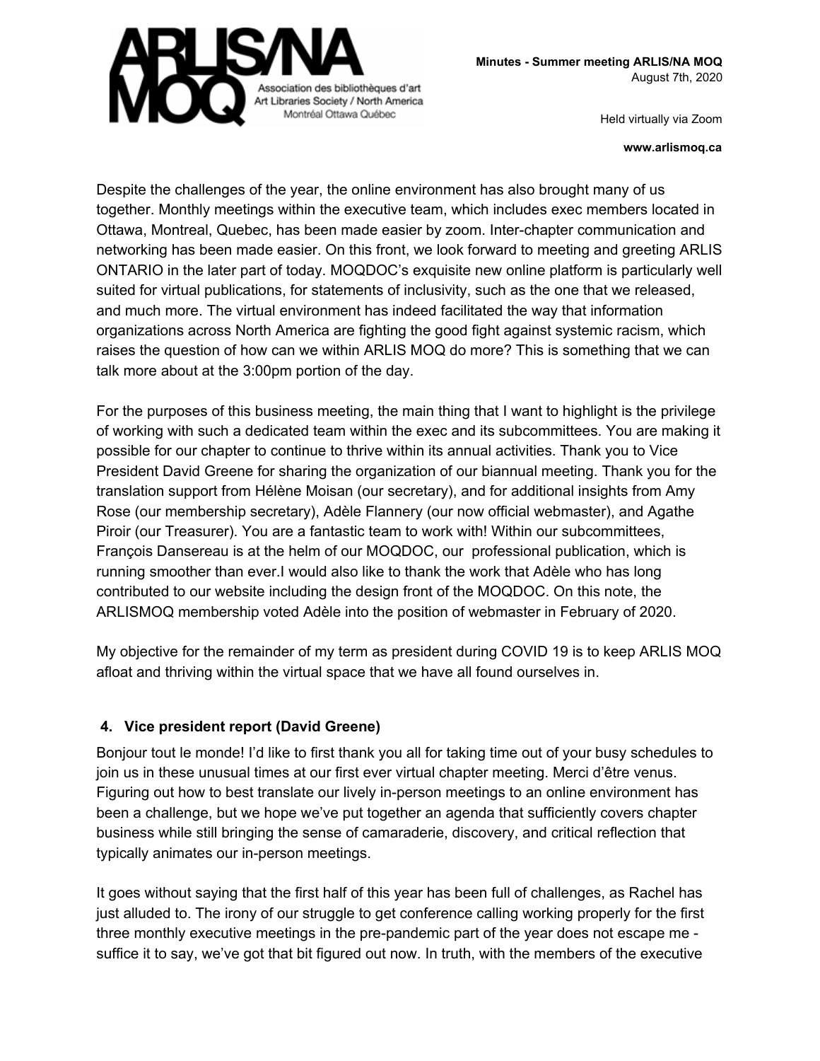Despite the challenges of the year, the online environment has also brought many of us together. Monthly meetings within the executive team, which includes exec members located in Ottawa, Montreal, Quebec, has been made easier by zoom. Inter-chapter communication and networking has been made easier. On this front, we look forward to meeting and greeting ARLIS ONTARIO in the later part of today. MOQDOC's exquisite new online platform is particularly well suited for virtual publications, for statements of inclusivity, such as the one that we released, and much more. The virtual environment has indeed facilitated the way that information organizations across North America are fighting the good fight against systemic racism, which raises the question of how can we within ARLIS MOQ do more? This is something that we can talk more about at the 3:00pm portion of the day.

For the purposes of this business meeting, the main thing that I want to highlight is the privilege of working with such a dedicated team within the exec and its subcommittees. You are making it possible for our chapter to continue to thrive within its annual activities. Thank you to Vice President David Greene for sharing the organization of our biannual meeting. Thank you for the translation support from Hélène Moisan (our secretary), and for additional insights from Amy Rose (our membership secretary), Adèle Flannery (our now official webmaster), and Agathe Piroir (our Treasurer). You are a fantastic team to work with! Within our subcommittees, François Dansereau is at the helm of our MOQDOC, our professional publication, which is running smoother than ever.I would also like to thank the work that Adèle who has long contributed to our website including the design front of the MOQDOC. On this note, the ARLISMOQ membership voted Adèle into the position of webmaster in February of 2020.

My objective for the remainder of my term as president during COVID 19 is to keep ARLIS MOQ afloat and thriving within the virtual space that we have all found ourselves in.

## 4. Vice president report (David Greene)

Bonjour tout le monde! I'd like to first thank you all for taking time out of your busy schedules to join us in these unusual times at our first ever virtual chapter meeting. Merci d'être venus. Figuring out how to best translate our lively in-person meetings to an online environment has been a challenge, but we hope we've put together an agenda that sufficiently covers chapter business while still bringing the sense of camaraderie, discovery, and critical reflection that typically animates our in-person meetings.

It goes without saying that the first half of this year has been full of challenges, as Rachel has just alluded to. The irony of our struggle to get conference calling working properly for the first three monthly executive meetings in the pre-pandemic part of the year does not escape me - suffice it to say, we've got that bit figured out now. In truth, with the members of the executive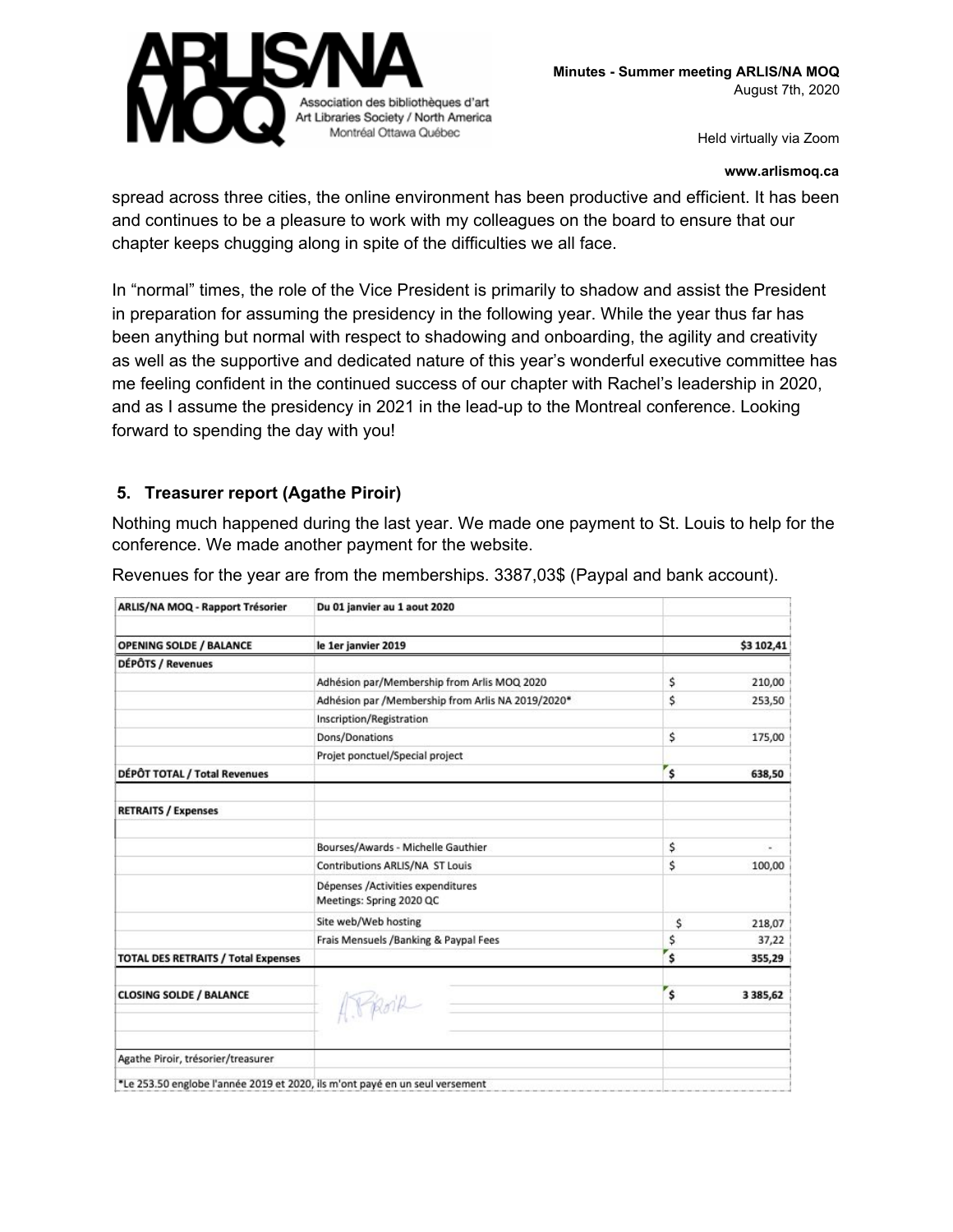spread across three cities, the online environment has been productive and efficient. It has been and continues to be a pleasure to work with my colleagues on the board to ensure that our chapter keeps chugging along in spite of the difficulties we all face.

In “normal” times, the role of the Vice President is primarily to shadow and assist the President in preparation for assuming the presidency in the following year. While the year thus far has been anything but normal with respect to shadowing and onboarding, the agility and creativity as well as the supportive and dedicated nature of this year’s wonderful executive committee has me feeling confident in the continued success of our chapter with Rachel’s leadership in 2020, and as I assume the presidency in 2021 in the lead-up to the Montreal conference. Looking forward to spending the day with you!

## 5. Treasurer report (Agathe Piroir)

Nothing much happened during the last year. We made one payment to St. Louis to help for the conference. We made another payment for the website.

Revenues for the year are from the memberships. 3387,03$ (Paypal and bank account).

| ARLIS/NA MOQ - Rapport Trésorier | Du 01 janvier au 1 aout 2020 | |
|---|---|---|
| OPENING SOLDE / BALANCE | le 1er janvier 2019 | $3 102,41 |
| DÉPÔTS / Revenues | | |
| | Adhésion par/Membership from Arlis MOQ 2020 | $ 210,00 |
| | Adhésion par /Membership from Arlis NA 2019/2020* | $ 253,50 |
| | Inscription/Registration | |
| | Dons/Donations | $ 175,00 |
| | Projet ponctuel/Special project | |
| DÉPÔT TOTAL / Total Revenues | | $ 638,50 |
| RETRAITS / Expenses | | |
| | Bourses/Awards - Michelle Gauthier | $ - |
| | Contributions ARLIS/NA ST Louis | $ 100,00 |
| | Dépenses /Activities expenditures Meetings: Spring 2020 QC | |
| | Site web/Web hosting | $ 218,07 |
| | Frais Mensuels /Banking & Paypal Fees | $ 37,22 |
| TOTAL DES RETRAITS / Total Expenses | | $ 355,29 |
| CLOSING SOLDE / BALANCE | A. Piroir | $ 3 385,62 |
| Agathe Piroir, trésorier/treasurer | | |
| *Le 253.50 englobe l'année 2019 et 2020, ils m'ont payé en un seul versement | | |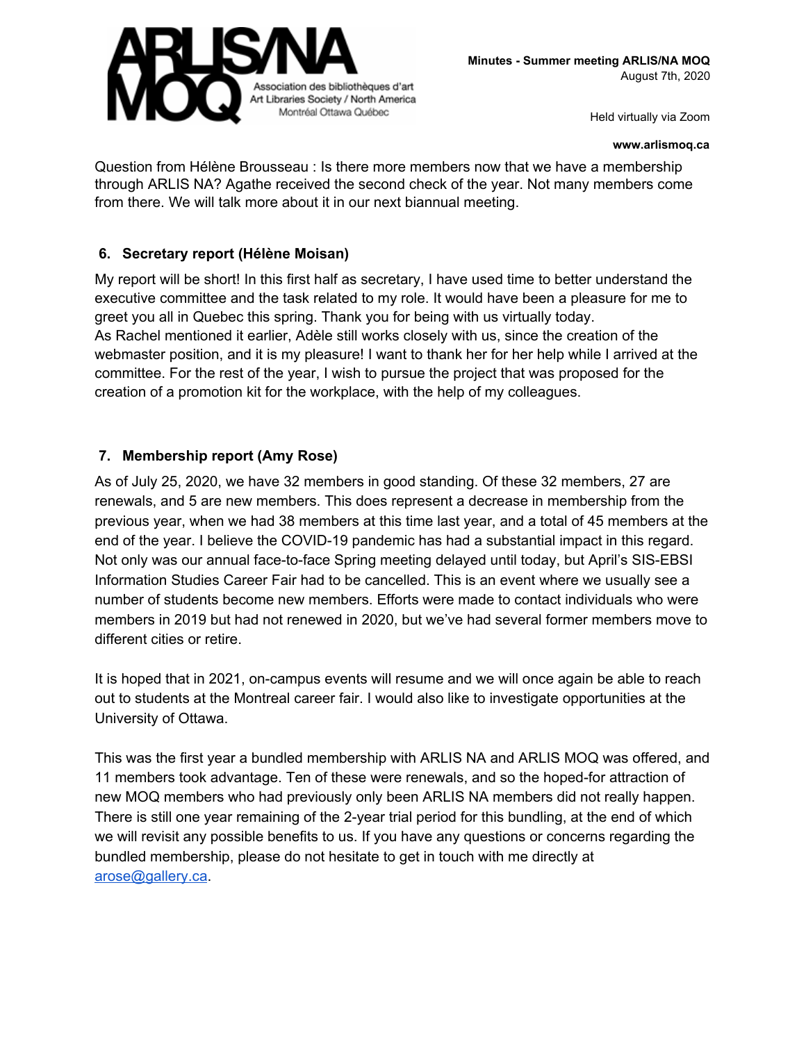Question from Hélène Brousseau : Is there more members now that we have a membership through ARLIS NA? Agathe received the second check of the year. Not many members come from there. We will talk more about it in our next biannual meeting.

## 6. Secretary report (Hélène Moisan)

My report will be short! In this first half as secretary, I have used time to better understand the executive committee and the task related to my role. It would have been a pleasure for me to greet you all in Quebec this spring. Thank you for being with us virtually today.
As Rachel mentioned it earlier, Adèle still works closely with us, since the creation of the webmaster position, and it is my pleasure! I want to thank her for her help while I arrived at the committee. For the rest of the year, I wish to pursue the project that was proposed for the creation of a promotion kit for the workplace, with the help of my colleagues.

## 7. Membership report (Amy Rose)

As of July 25, 2020, we have 32 members in good standing. Of these 32 members, 27 are renewals, and 5 are new members. This does represent a decrease in membership from the previous year, when we had 38 members at this time last year, and a total of 45 members at the end of the year. I believe the COVID-19 pandemic has had a substantial impact in this regard. Not only was our annual face-to-face Spring meeting delayed until today, but April's SIS-EBSI Information Studies Career Fair had to be cancelled. This is an event where we usually see a number of students become new members. Efforts were made to contact individuals who were members in 2019 but had not renewed in 2020, but we've had several former members move to different cities or retire.

It is hoped that in 2021, on-campus events will resume and we will once again be able to reach out to students at the Montreal career fair. I would also like to investigate opportunities at the University of Ottawa.

This was the first year a bundled membership with ARLIS NA and ARLIS MOQ was offered, and 11 members took advantage. Ten of these were renewals, and so the hoped-for attraction of new MOQ members who had previously only been ARLIS NA members did not really happen. There is still one year remaining of the 2-year trial period for this bundling, at the end of which we will revisit any possible benefits to us. If you have any questions or concerns regarding the bundled membership, please do not hesitate to get in touch with me directly at arose@gallery.ca.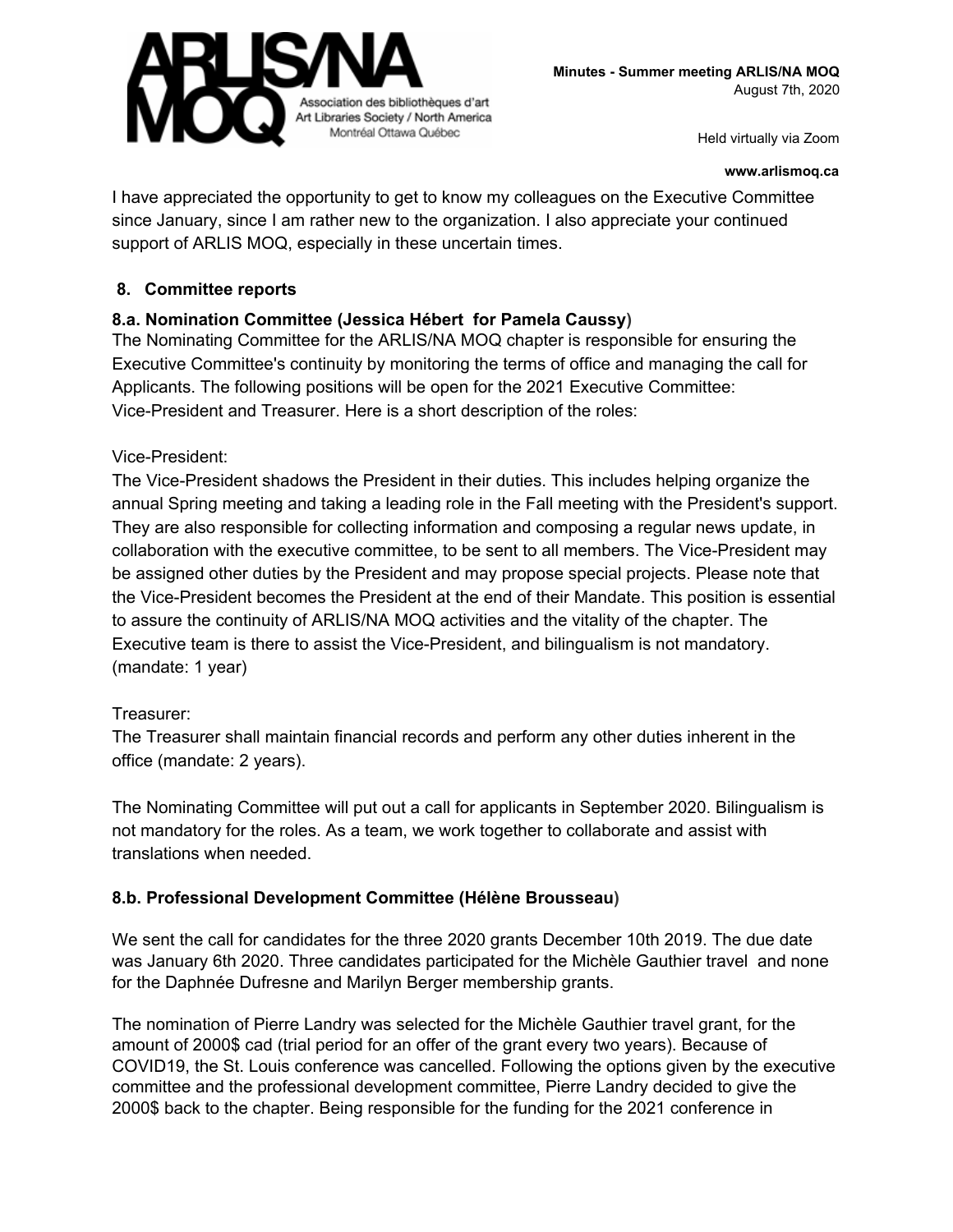I have appreciated the opportunity to get to know my colleagues on the Executive Committee since January, since I am rather new to the organization. I also appreciate your continued support of ARLIS MOQ, especially in these uncertain times.

## 8. Committee reports

### 8.a. Nomination Committee (Jessica Hébert for Pamela Caussy)

The Nominating Committee for the ARLIS/NA MOQ chapter is responsible for ensuring the Executive Committee's continuity by monitoring the terms of office and managing the call for Applicants. The following positions will be open for the 2021 Executive Committee: Vice-President and Treasurer. Here is a short description of the roles:

Vice-President:
The Vice-President shadows the President in their duties. This includes helping organize the annual Spring meeting and taking a leading role in the Fall meeting with the President's support. They are also responsible for collecting information and composing a regular news update, in collaboration with the executive committee, to be sent to all members. The Vice-President may be assigned other duties by the President and may propose special projects. Please note that the Vice-President becomes the President at the end of their Mandate. This position is essential to assure the continuity of ARLIS/NA MOQ activities and the vitality of the chapter. The Executive team is there to assist the Vice-President, and bilingualism is not mandatory. (mandate: 1 year)

Treasurer:
The Treasurer shall maintain financial records and perform any other duties inherent in the office (mandate: 2 years).

The Nominating Committee will put out a call for applicants in September 2020. Bilingualism is not mandatory for the roles. As a team, we work together to collaborate and assist with translations when needed.

### 8.b. Professional Development Committee (Hélène Brousseau)

We sent the call for candidates for the three 2020 grants December 10th 2019. The due date was January 6th 2020. Three candidates participated for the Michèle Gauthier travel and none for the Daphnée Dufresne and Marilyn Berger membership grants.

The nomination of Pierre Landry was selected for the Michèle Gauthier travel grant, for the amount of 2000$ cad (trial period for an offer of the grant every two years). Because of COVID19, the St. Louis conference was cancelled. Following the options given by the executive committee and the professional development committee, Pierre Landry decided to give the 2000$ back to the chapter. Being responsible for the funding for the 2021 conference in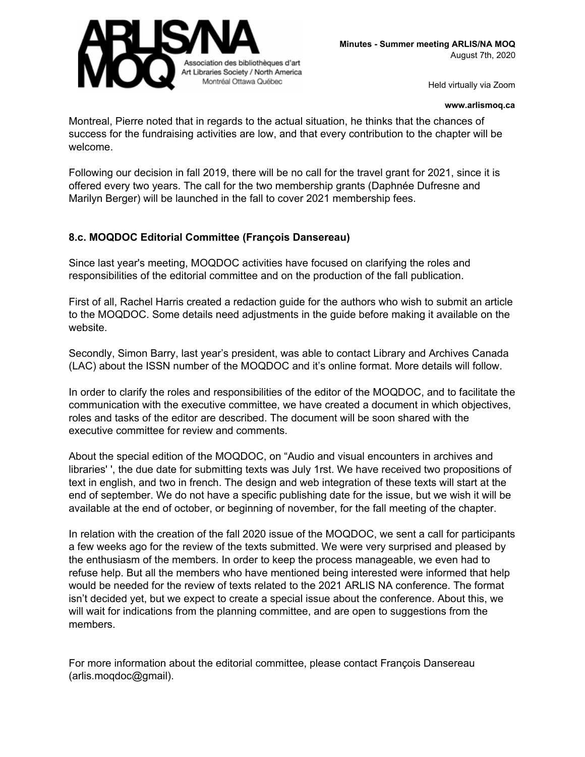Montreal, Pierre noted that in regards to the actual situation, he thinks that the chances of success for the fundraising activities are low, and that every contribution to the chapter will be welcome.

Following our decision in fall 2019, there will be no call for the travel grant for 2021, since it is offered every two years. The call for the two membership grants (Daphnée Dufresne and Marilyn Berger) will be launched in the fall to cover 2021 membership fees.

### 8.c. MOQDOC Editorial Committee (François Dansereau)

Since last year's meeting, MOQDOC activities have focused on clarifying the roles and responsibilities of the editorial committee and on the production of the fall publication.

First of all, Rachel Harris created a redaction guide for the authors who wish to submit an article to the MOQDOC. Some details need adjustments in the guide before making it available on the website.

Secondly, Simon Barry, last year's president, was able to contact Library and Archives Canada (LAC) about the ISSN number of the MOQDOC and it's online format. More details will follow.

In order to clarify the roles and responsibilities of the editor of the MOQDOC, and to facilitate the communication with the executive committee, we have created a document in which objectives, roles and tasks of the editor are described. The document will be soon shared with the executive committee for review and comments.

About the special edition of the MOQDOC, on "Audio and visual encounters in archives and libraries' ', the due date for submitting texts was July 1rst. We have received two propositions of text in english, and two in french. The design and web integration of these texts will start at the end of september. We do not have a specific publishing date for the issue, but we wish it will be available at the end of october, or beginning of november, for the fall meeting of the chapter.

In relation with the creation of the fall 2020 issue of the MOQDOC, we sent a call for participants a few weeks ago for the review of the texts submitted. We were very surprised and pleased by the enthusiasm of the members. In order to keep the process manageable, we even had to refuse help. But all the members who have mentioned being interested were informed that help would be needed for the review of texts related to the 2021 ARLIS NA conference. The format isn't decided yet, but we expect to create a special issue about the conference. About this, we will wait for indications from the planning committee, and are open to suggestions from the members.

For more information about the editorial committee, please contact François Dansereau (arlis.moqdoc@gmail).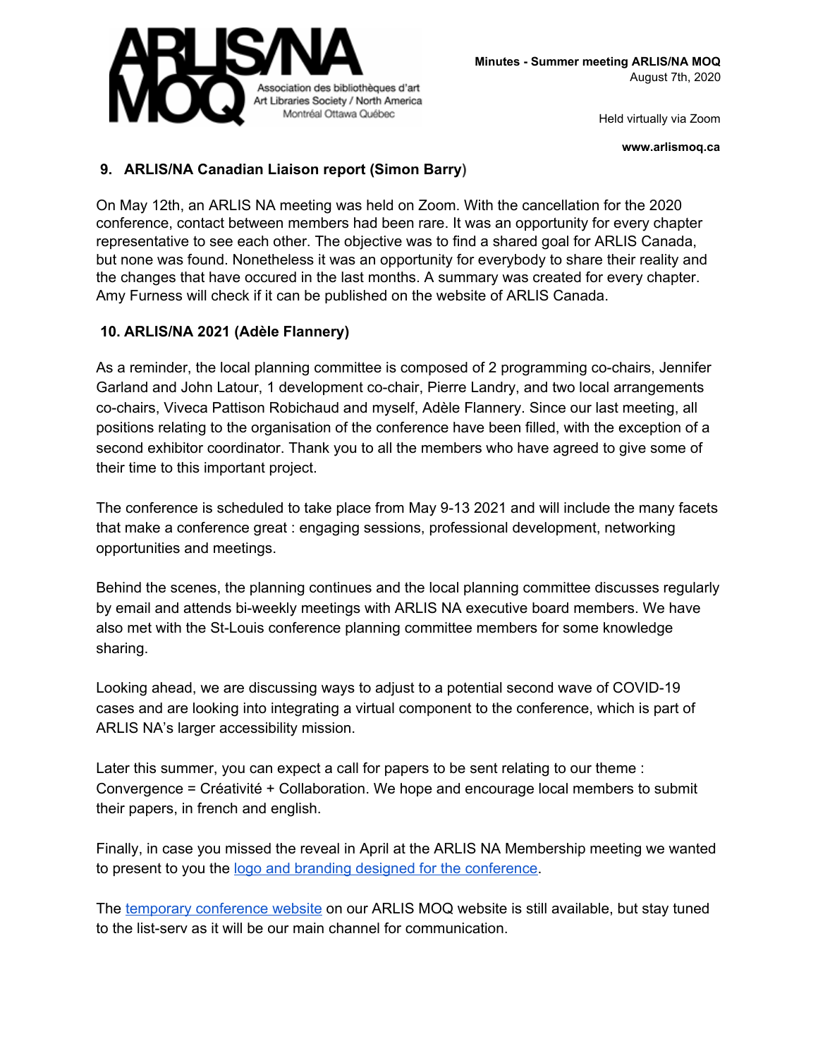## 9. ARLIS/NA Canadian Liaison report (Simon Barry)

On May 12th, an ARLIS NA meeting was held on Zoom. With the cancellation for the 2020 conference, contact between members had been rare. It was an opportunity for every chapter representative to see each other. The objective was to find a shared goal for ARLIS Canada, but none was found. Nonetheless it was an opportunity for everybody to share their reality and the changes that have occured in the last months. A summary was created for every chapter. Amy Furness will check if it can be published on the website of ARLIS Canada.

## 10. ARLIS/NA 2021 (Adèle Flannery)

As a reminder, the local planning committee is composed of 2 programming co-chairs, Jennifer Garland and John Latour, 1 development co-chair, Pierre Landry, and two local arrangements co-chairs, Viveca Pattison Robichaud and myself, Adèle Flannery. Since our last meeting, all positions relating to the organisation of the conference have been filled, with the exception of a second exhibitor coordinator. Thank you to all the members who have agreed to give some of their time to this important project.

The conference is scheduled to take place from May 9-13 2021 and will include the many facets that make a conference great : engaging sessions, professional development, networking opportunities and meetings.

Behind the scenes, the planning continues and the local planning committee discusses regularly by email and attends bi-weekly meetings with ARLIS NA executive board members. We have also met with the St-Louis conference planning committee members for some knowledge sharing.

Looking ahead, we are discussing ways to adjust to a potential second wave of COVID-19 cases and are looking into integrating a virtual component to the conference, which is part of ARLIS NA's larger accessibility mission.

Later this summer, you can expect a call for papers to be sent relating to our theme : Convergence = Créativité + Collaboration. We hope and encourage local members to submit their papers, in french and english.

Finally, in case you missed the reveal in April at the ARLIS NA Membership meeting we wanted to present to you the logo and branding designed for the conference.

The temporary conference website on our ARLIS MOQ website is still available, but stay tuned to the list-serv as it will be our main channel for communication.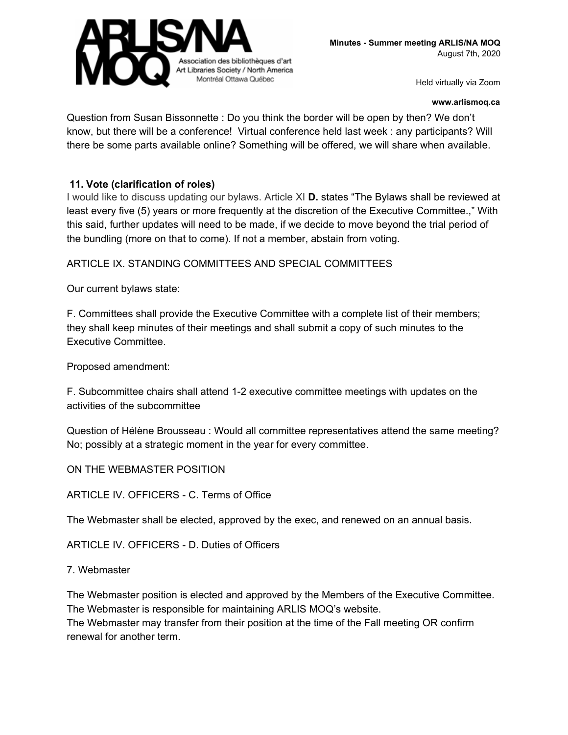Question from Susan Bissonnette : Do you think the border will be open by then? We don't know, but there will be a conference! Virtual conference held last week : any participants? Will there be some parts available online? Something will be offered, we will share when available.

### 11. Vote (clarification of roles)

I would like to discuss updating our bylaws. Article XI **D.** states "The Bylaws shall be reviewed at least every five (5) years or more frequently at the discretion of the Executive Committee.," With this said, further updates will need to be made, if we decide to move beyond the trial period of the bundling (more on that to come). If not a member, abstain from voting.

ARTICLE IX. STANDING COMMITTEES AND SPECIAL COMMITTEES

Our current bylaws state:

F. Committees shall provide the Executive Committee with a complete list of their members; they shall keep minutes of their meetings and shall submit a copy of such minutes to the Executive Committee.

Proposed amendment:

F. Subcommittee chairs shall attend 1-2 executive committee meetings with updates on the activities of the subcommittee

Question of Hélène Brousseau : Would all committee representatives attend the same meeting? No; possibly at a strategic moment in the year for every committee.

ON THE WEBMASTER POSITION

ARTICLE IV. OFFICERS - C. Terms of Office

The Webmaster shall be elected, approved by the exec, and renewed on an annual basis.

ARTICLE IV. OFFICERS - D. Duties of Officers

7. Webmaster

The Webmaster position is elected and approved by the Members of the Executive Committee.
The Webmaster is responsible for maintaining ARLIS MOQ's website.
The Webmaster may transfer from their position at the time of the Fall meeting OR confirm renewal for another term.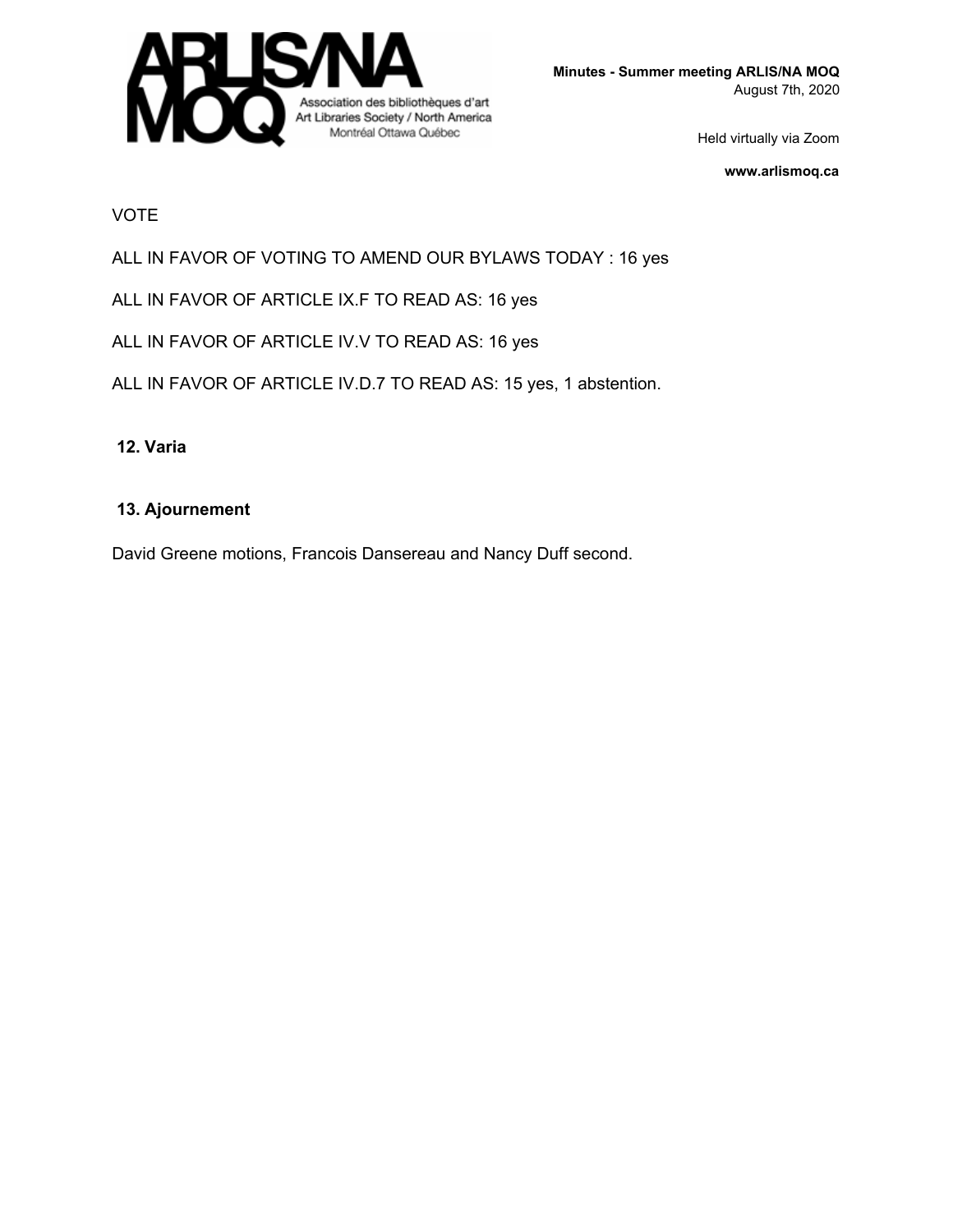VOTE

ALL IN FAVOR OF VOTING TO AMEND OUR BYLAWS TODAY : 16 yes

ALL IN FAVOR OF ARTICLE IX.F TO READ AS: 16 yes

ALL IN FAVOR OF ARTICLE IV.V TO READ AS: 16 yes

ALL IN FAVOR OF ARTICLE IV.D.7 TO READ AS: 15 yes, 1 abstention.

## 12. Varia

## 13. Ajournement

David Greene motions, Francois Dansereau and Nancy Duff second.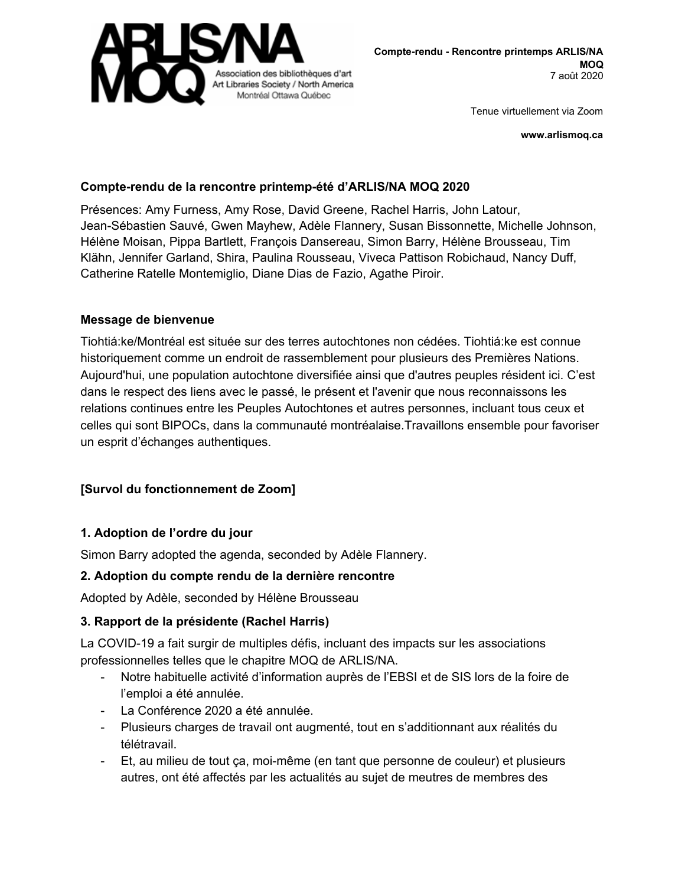ARLIS/NA MOQ
Association des bibliothèques d'art
Art Libraries Society / North America
Montréal Ottawa Québec

**Compte-rendu - Rencontre printemps ARLIS/NA MOQ**
7 août 2020

Tenue virtuellement via Zoom

**www.arlismoq.ca**

**Compte-rendu de la rencontre printemp-été d'ARLIS/NA MOQ 2020**

Présences: Amy Furness, Amy Rose, David Greene, Rachel Harris, John Latour, Jean-Sébastien Sauvé, Gwen Mayhew, Adèle Flannery, Susan Bissonnette, Michelle Johnson, Hélène Moisan, Pippa Bartlett, François Dansereau, Simon Barry, Hélène Brousseau, Tim Klähn, Jennifer Garland, Shira, Paulina Rousseau, Viveca Pattison Robichaud, Nancy Duff, Catherine Ratelle Montemiglio, Diane Dias de Fazio, Agathe Piroir.

**Message de bienvenue**

Tiohtiá:ke/Montréal est située sur des terres autochtones non cédées. Tiohtiá:ke est connue historiquement comme un endroit de rassemblement pour plusieurs des Premières Nations. Aujourd'hui, une population autochtone diversifiée ainsi que d'autres peuples résident ici. C'est dans le respect des liens avec le passé, le présent et l'avenir que nous reconnaissons les relations continues entre les Peuples Autochtones et autres personnes, incluant tous ceux et celles qui sont BIPOCs, dans la communauté montréalaise.Travaillons ensemble pour favoriser un esprit d'échanges authentiques.

**[Survol du fonctionnement de Zoom]**

**1. Adoption de l'ordre du jour**

Simon Barry adopted the agenda, seconded by Adèle Flannery.

**2. Adoption du compte rendu de la dernière rencontre**

Adopted by Adèle, seconded by Hélène Brousseau

**3. Rapport de la présidente (Rachel Harris)**

La COVID-19 a fait surgir de multiples défis, incluant des impacts sur les associations professionnelles telles que le chapitre MOQ de ARLIS/NA.

- Notre habituelle activité d'information auprès de l'EBSI et de SIS lors de la foire de l'emploi a été annulée.
- La Conférence 2020 a été annulée.
- Plusieurs charges de travail ont augmenté, tout en s'additionnant aux réalités du télétravail.
- Et, au milieu de tout ça, moi-même (en tant que personne de couleur) et plusieurs autres, ont été affectés par les actualités au sujet de meutres de membres des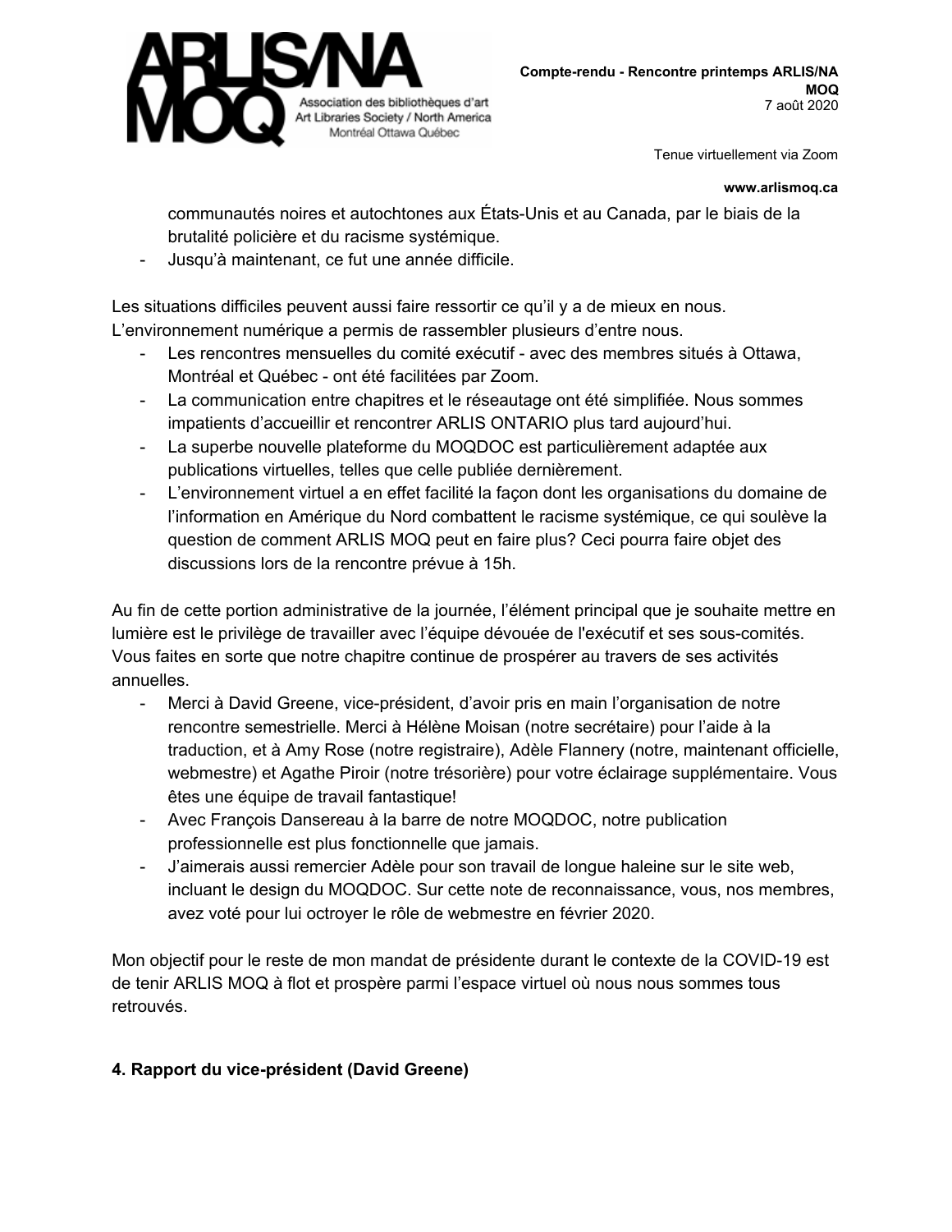communautés noires et autochtones aux États-Unis et au Canada, par le biais de la brutalité policière et du racisme systémique.
- Jusqu'à maintenant, ce fut une année difficile.

Les situations difficiles peuvent aussi faire ressortir ce qu'il y a de mieux en nous. L'environnement numérique a permis de rassembler plusieurs d'entre nous.

- Les rencontres mensuelles du comité exécutif - avec des membres situés à Ottawa, Montréal et Québec - ont été facilitées par Zoom.
- La communication entre chapitres et le réseautage ont été simplifiée. Nous sommes impatients d'accueillir et rencontrer ARLIS ONTARIO plus tard aujourd'hui.
- La superbe nouvelle plateforme du MOQDOC est particulièrement adaptée aux publications virtuelles, telles que celle publiée dernièrement.
- L'environnement virtuel a en effet facilité la façon dont les organisations du domaine de l'information en Amérique du Nord combattent le racisme systémique, ce qui soulève la question de comment ARLIS MOQ peut en faire plus? Ceci pourra faire objet des discussions lors de la rencontre prévue à 15h.

Au fin de cette portion administrative de la journée, l'élément principal que je souhaite mettre en lumière est le privilège de travailler avec l'équipe dévouée de l'exécutif et ses sous-comités. Vous faites en sorte que notre chapitre continue de prospérer au travers de ses activités annuelles.

- Merci à David Greene, vice-président, d'avoir pris en main l'organisation de notre rencontre semestrielle. Merci à Hélène Moisan (notre secrétaire) pour l'aide à la traduction, et à Amy Rose (notre registraire), Adèle Flannery (notre, maintenant officielle, webmestre) et Agathe Piroir (notre trésorière) pour votre éclairage supplémentaire. Vous êtes une équipe de travail fantastique!
- Avec François Dansereau à la barre de notre MOQDOC, notre publication professionnelle est plus fonctionnelle que jamais.
- J'aimerais aussi remercier Adèle pour son travail de longue haleine sur le site web, incluant le design du MOQDOC. Sur cette note de reconnaissance, vous, nos membres, avez voté pour lui octroyer le rôle de webmestre en février 2020.

Mon objectif pour le reste de mon mandat de présidente durant le contexte de la COVID-19 est de tenir ARLIS MOQ à flot et prospère parmi l'espace virtuel où nous nous sommes tous retrouvés.

## 4. Rapport du vice-président (David Greene)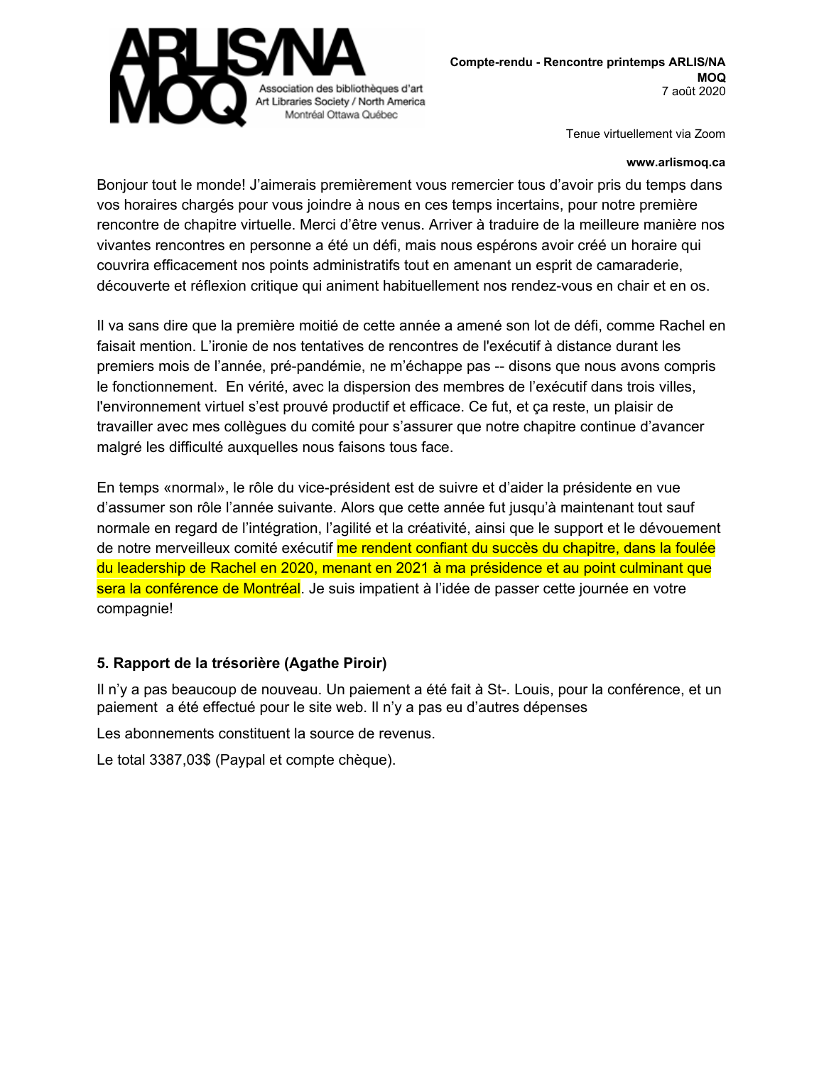Bonjour tout le monde! J'aimerais premièrement vous remercier tous d'avoir pris du temps dans vos horaires chargés pour vous joindre à nous en ces temps incertains, pour notre première rencontre de chapitre virtuelle. Merci d'être venus. Arriver à traduire de la meilleure manière nos vivantes rencontres en personne a été un défi, mais nous espérons avoir créé un horaire qui couvrira efficacement nos points administratifs tout en amenant un esprit de camaraderie, découverte et réflexion critique qui animent habituellement nos rendez-vous en chair et en os.

Il va sans dire que la première moitié de cette année a amené son lot de défi, comme Rachel en faisait mention. L'ironie de nos tentatives de rencontres de l'exécutif à distance durant les premiers mois de l'année, pré-pandémie, ne m'échappe pas -- disons que nous avons compris le fonctionnement. En vérité, avec la dispersion des membres de l'exécutif dans trois villes, l'environnement virtuel s'est prouvé productif et efficace. Ce fut, et ça reste, un plaisir de travailler avec mes collègues du comité pour s'assurer que notre chapitre continue d'avancer malgré les difficulté auxquelles nous faisons tous face.

En temps «normal», le rôle du vice-président est de suivre et d'aider la présidente en vue d'assumer son rôle l'année suivante. Alors que cette année fut jusqu'à maintenant tout sauf normale en regard de l'intégration, l'agilité et la créativité, ainsi que le support et le dévouement de notre merveilleux comité exécutif me rendent confiant du succès du chapitre, dans la foulée du leadership de Rachel en 2020, menant en 2021 à ma présidence et au point culminant que sera la conférence de Montréal. Je suis impatient à l'idée de passer cette journée en votre compagnie!

### 5. Rapport de la trésorière (Agathe Piroir)

Il n'y a pas beaucoup de nouveau. Un paiement a été fait à St-. Louis, pour la conférence, et un paiement a été effectué pour le site web. Il n'y a pas eu d'autres dépenses

Les abonnements constituent la source de revenus.

Le total 3387,03$ (Paypal et compte chèque).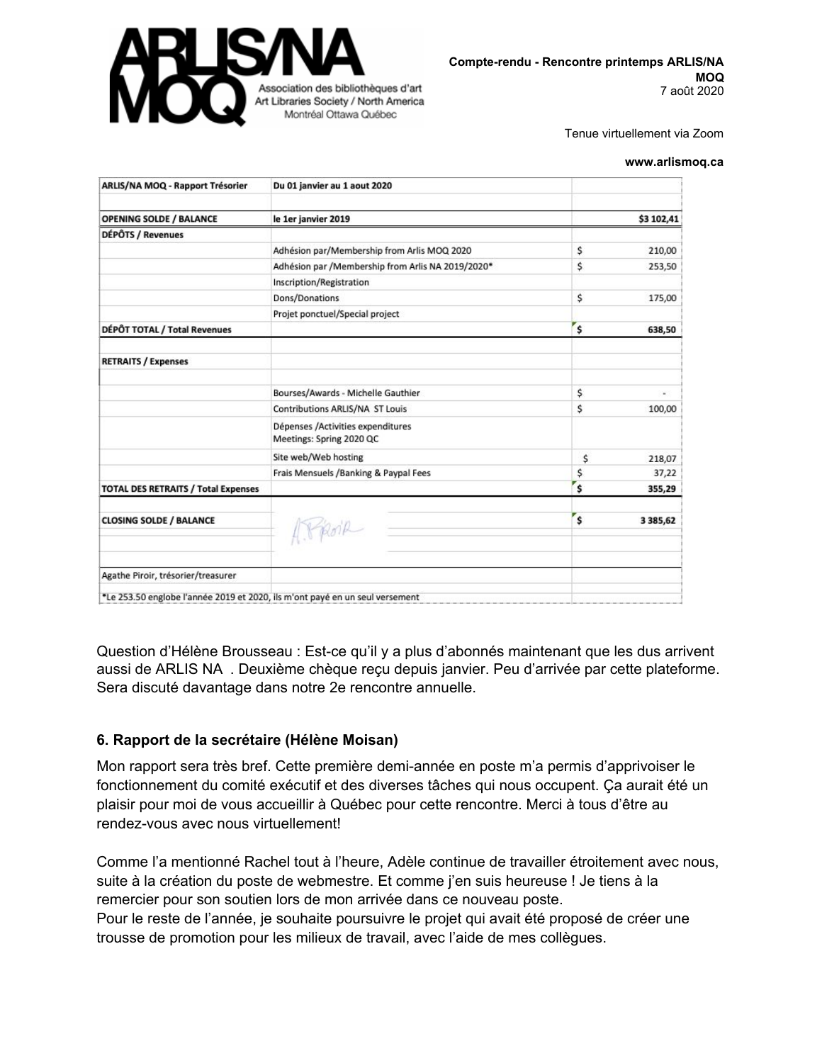| ARLIS/NA MOQ - Rapport Trésorier | Du 01 janvier au 1 aout 2020 | |
|---|---|---|
| | | |
| **OPENING SOLDE / BALANCE** | **le 1er janvier 2019** | **$3 102,41** |
| **DÉPÔTS / Revenues** | | |
| | Adhésion par/Membership from Arlis MOQ 2020 | $ 210,00 |
| | Adhésion par /Membership from Arlis NA 2019/2020* | $ 253,50 |
| | Inscription/Registration | |
| | Dons/Donations | $ 175,00 |
| | Projet ponctuel/Special project | |
| **DÉPÔT TOTAL / Total Revenues** | | **$ 638,50** |
| | | |
| **RETRAITS / Expenses** | | |
| | | |
| | Bourses/Awards - Michelle Gauthier | $ - |
| | Contributions ARLIS/NA ST Louis | $ 100,00 |
| | Dépenses /Activities expenditures Meetings: Spring 2020 QC | |
| | Site web/Web hosting | $ 218,07 |
| | Frais Mensuels /Banking & Paypal Fees | $ 37,22 |
| **TOTAL DES RETRAITS / Total Expenses** | | **$ 355,29** |
| | | |
| **CLOSING SOLDE / BALANCE** | A. Piroir | **$ 3 385,62** |
| | | |
| Agathe Piroir, trésorier/treasurer | | |
| *Le 253.50 englobe l'année 2019 et 2020, ils m'ont payé en un seul versement | | |

Question d'Hélène Brousseau : Est-ce qu'il y a plus d'abonnés maintenant que les dus arrivent aussi de ARLIS NA . Deuxième chèque reçu depuis janvier. Peu d'arrivée par cette plateforme. Sera discuté davantage dans notre 2e rencontre annuelle.

## 6. Rapport de la secrétaire (Hélène Moisan)

Mon rapport sera très bref. Cette première demi-année en poste m'a permis d'apprivoiser le fonctionnement du comité exécutif et des diverses tâches qui nous occupent. Ça aurait été un plaisir pour moi de vous accueillir à Québec pour cette rencontre. Merci à tous d'être au rendez-vous avec nous virtuellement!

Comme l'a mentionné Rachel tout à l'heure, Adèle continue de travailler étroitement avec nous, suite à la création du poste de webmestre. Et comme j'en suis heureuse ! Je tiens à la remercier pour son soutien lors de mon arrivée dans ce nouveau poste.
Pour le reste de l'année, je souhaite poursuivre le projet qui avait été proposé de créer une trousse de promotion pour les milieux de travail, avec l'aide de mes collègues.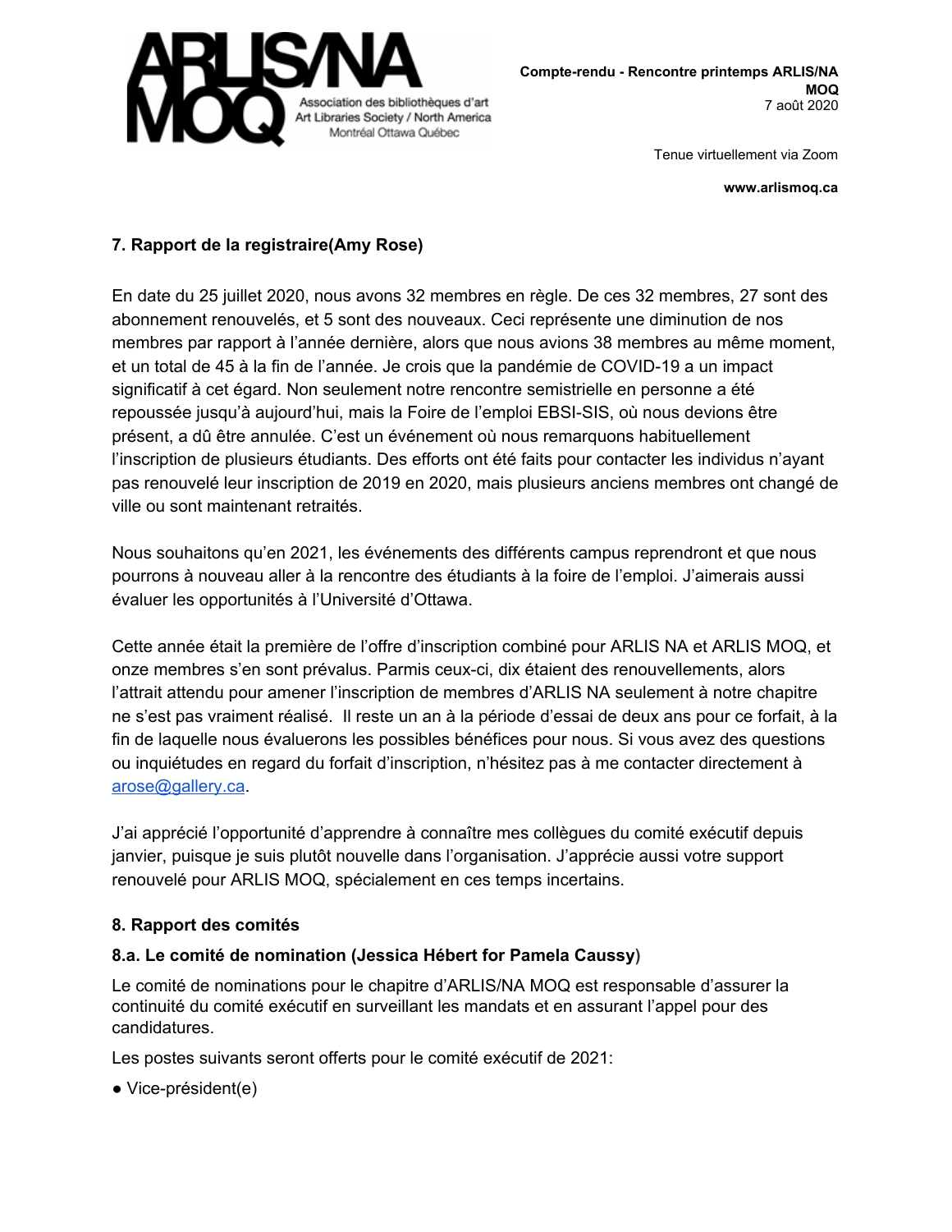## 7. Rapport de la registraire(Amy Rose)

En date du 25 juillet 2020, nous avons 32 membres en règle. De ces 32 membres, 27 sont des abonnement renouvelés, et 5 sont des nouveaux. Ceci représente une diminution de nos membres par rapport à l'année dernière, alors que nous avions 38 membres au même moment, et un total de 45 à la fin de l'année. Je crois que la pandémie de COVID-19 a un impact significatif à cet égard. Non seulement notre rencontre semistrielle en personne a été repoussée jusqu'à aujourd'hui, mais la Foire de l'emploi EBSI-SIS, où nous devions être présent, a dû être annulée. C'est un événement où nous remarquons habituellement l'inscription de plusieurs étudiants. Des efforts ont été faits pour contacter les individus n'ayant pas renouvelé leur inscription de 2019 en 2020, mais plusieurs anciens membres ont changé de ville ou sont maintenant retraités.

Nous souhaitons qu'en 2021, les événements des différents campus reprendront et que nous pourrons à nouveau aller à la rencontre des étudiants à la foire de l'emploi. J'aimerais aussi évaluer les opportunités à l'Université d'Ottawa.

Cette année était la première de l'offre d'inscription combiné pour ARLIS NA et ARLIS MOQ, et onze membres s'en sont prévalus. Parmis ceux-ci, dix étaient des renouvellements, alors l'attrait attendu pour amener l'inscription de membres d'ARLIS NA seulement à notre chapitre ne s'est pas vraiment réalisé. Il reste un an à la période d'essai de deux ans pour ce forfait, à la fin de laquelle nous évaluerons les possibles bénéfices pour nous. Si vous avez des questions ou inquiétudes en regard du forfait d'inscription, n'hésitez pas à me contacter directement à arose@gallery.ca.

J'ai apprécié l'opportunité d'apprendre à connaître mes collègues du comité exécutif depuis janvier, puisque je suis plutôt nouvelle dans l'organisation. J'apprécie aussi votre support renouvelé pour ARLIS MOQ, spécialement en ces temps incertains.

## 8. Rapport des comités

### 8.a. Le comité de nomination (Jessica Hébert for Pamela Caussy)

Le comité de nominations pour le chapitre d'ARLIS/NA MOQ est responsable d'assurer la continuité du comité exécutif en surveillant les mandats et en assurant l'appel pour des candidatures.

Les postes suivants seront offerts pour le comité exécutif de 2021:

- Vice-président(e)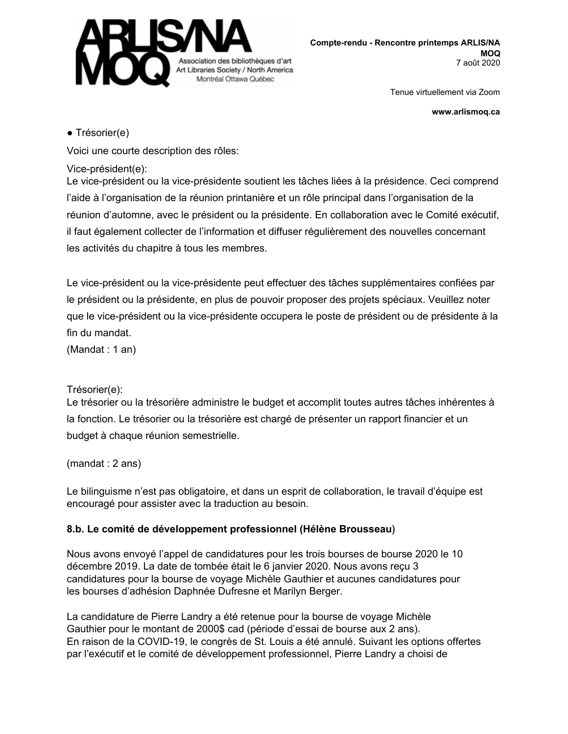● Trésorier(e)

Voici une courte description des rôles:

Vice-président(e):
Le vice-président ou la vice-présidente soutient les tâches liées à la présidence. Ceci comprend l'aide à l'organisation de la réunion printanière et un rôle principal dans l'organisation de la réunion d'automne, avec le président ou la présidente. En collaboration avec le Comité exécutif, il faut également collecter de l'information et diffuser régulièrement des nouvelles concernant les activités du chapitre à tous les membres.

Le vice-président ou la vice-présidente peut effectuer des tâches supplémentaires confiées par le président ou la présidente, en plus de pouvoir proposer des projets spéciaux. Veuillez noter que le vice-président ou la vice-présidente occupera le poste de président ou de présidente à la fin du mandat.
(Mandat : 1 an)

Trésorier(e):
Le trésorier ou la trésorière administre le budget et accomplit toutes autres tâches inhérentes à la fonction. Le trésorier ou la trésorière est chargé de présenter un rapport financier et un budget à chaque réunion semestrielle.

(mandat : 2 ans)

Le bilinguisme n'est pas obligatoire, et dans un esprit de collaboration, le travail d'équipe est encouragé pour assister avec la traduction au besoin.

**8.b. Le comité de développement professionnel (Hélène Brousseau)**

Nous avons envoyé l'appel de candidatures pour les trois bourses de bourse 2020 le 10 décembre 2019. La date de tombée était le 6 janvier 2020. Nous avons reçu 3 candidatures pour la bourse de voyage Michèle Gauthier et aucunes candidatures pour les bourses d'adhésion Daphnée Dufresne et Marilyn Berger.

La candidature de Pierre Landry a été retenue pour la bourse de voyage Michèle Gauthier pour le montant de 2000$ cad (période d'essai de bourse aux 2 ans).
En raison de la COVID-19, le congrès de St. Louis a été annulé. Suivant les options offertes par l'exécutif et le comité de développement professionnel, Pierre Landry a choisi de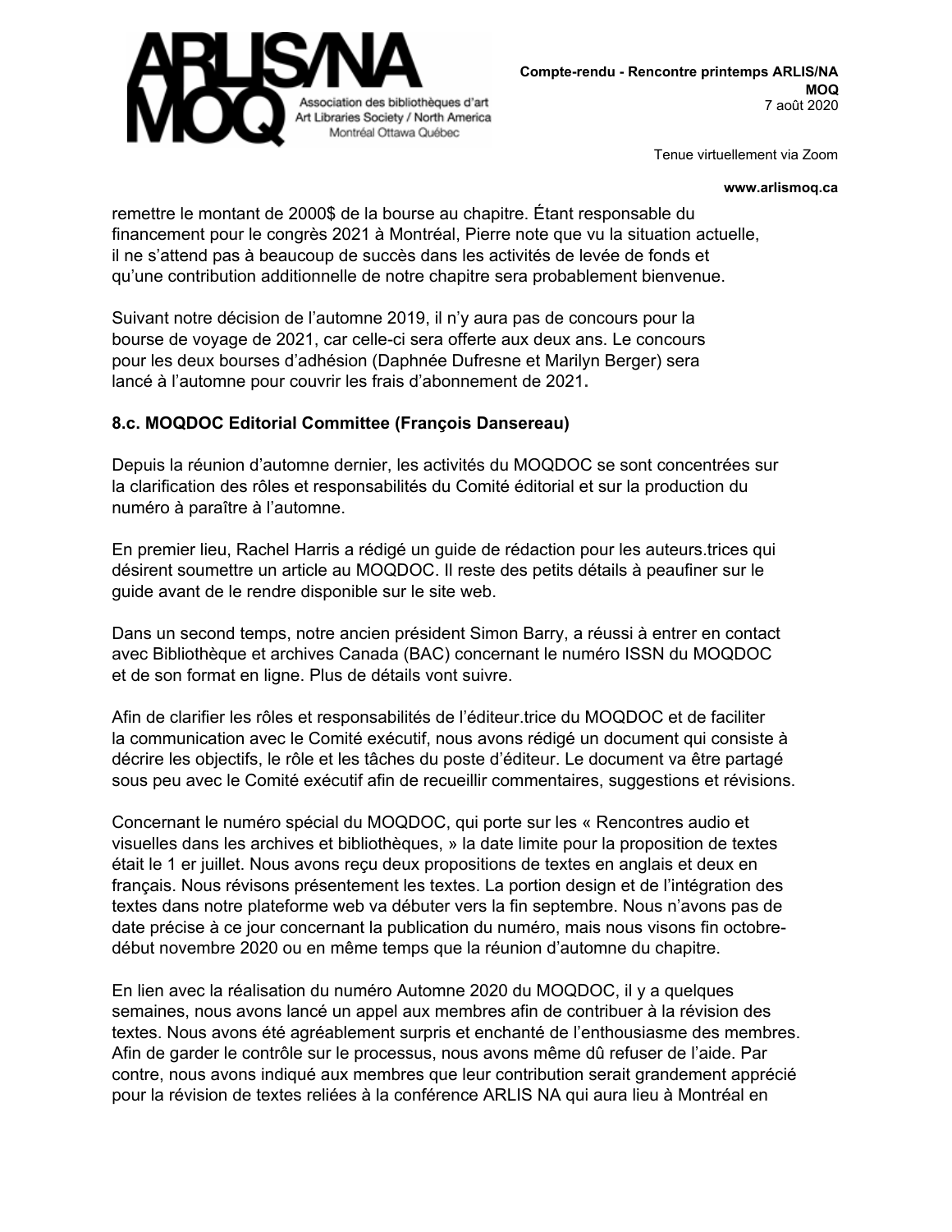remettre le montant de 2000$ de la bourse au chapitre. Étant responsable du financement pour le congrès 2021 à Montréal, Pierre note que vu la situation actuelle, il ne s'attend pas à beaucoup de succès dans les activités de levée de fonds et qu'une contribution additionnelle de notre chapitre sera probablement bienvenue.

Suivant notre décision de l'automne 2019, il n'y aura pas de concours pour la bourse de voyage de 2021, car celle-ci sera offerte aux deux ans. Le concours pour les deux bourses d'adhésion (Daphnée Dufresne et Marilyn Berger) sera lancé à l'automne pour couvrir les frais d'abonnement de 2021.

**8.c. MOQDOC Editorial Committee (François Dansereau)**

Depuis la réunion d'automne dernier, les activités du MOQDOC se sont concentrées sur la clarification des rôles et responsabilités du Comité éditorial et sur la production du numéro à paraître à l'automne.

En premier lieu, Rachel Harris a rédigé un guide de rédaction pour les auteurs.trices qui désirent soumettre un article au MOQDOC. Il reste des petits détails à peaufiner sur le guide avant de le rendre disponible sur le site web.

Dans un second temps, notre ancien président Simon Barry, a réussi à entrer en contact avec Bibliothèque et archives Canada (BAC) concernant le numéro ISSN du MOQDOC et de son format en ligne. Plus de détails vont suivre.

Afin de clarifier les rôles et responsabilités de l'éditeur.trice du MOQDOC et de faciliter la communication avec le Comité exécutif, nous avons rédigé un document qui consiste à décrire les objectifs, le rôle et les tâches du poste d'éditeur. Le document va être partagé sous peu avec le Comité exécutif afin de recueillir commentaires, suggestions et révisions.

Concernant le numéro spécial du MOQDOC, qui porte sur les « Rencontres audio et visuelles dans les archives et bibliothèques, » la date limite pour la proposition de textes était le 1 er juillet. Nous avons reçu deux propositions de textes en anglais et deux en français. Nous révisons présentement les textes. La portion design et de l'intégration des textes dans notre plateforme web va débuter vers la fin septembre. Nous n'avons pas de date précise à ce jour concernant la publication du numéro, mais nous visons fin octobre-début novembre 2020 ou en même temps que la réunion d'automne du chapitre.

En lien avec la réalisation du numéro Automne 2020 du MOQDOC, il y a quelques semaines, nous avons lancé un appel aux membres afin de contribuer à la révision des textes. Nous avons été agréablement surpris et enchanté de l'enthousiasme des membres. Afin de garder le contrôle sur le processus, nous avons même dû refuser de l'aide. Par contre, nous avons indiqué aux membres que leur contribution serait grandement apprécié pour la révision de textes reliées à la conférence ARLIS NA qui aura lieu à Montréal en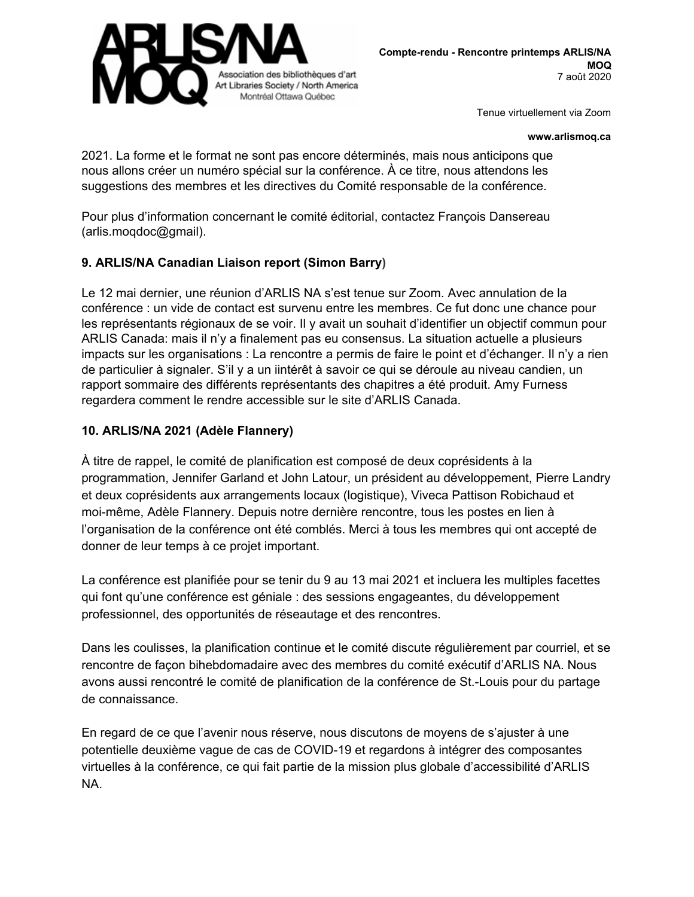2021. La forme et le format ne sont pas encore déterminés, mais nous anticipons que nous allons créer un numéro spécial sur la conférence. À ce titre, nous attendons les suggestions des membres et les directives du Comité responsable de la conférence.

Pour plus d'information concernant le comité éditorial, contactez François Dansereau (arlis.moqdoc@gmail).

**9. ARLIS/NA Canadian Liaison report (Simon Barry)**

Le 12 mai dernier, une réunion d'ARLIS NA s'est tenue sur Zoom. Avec annulation de la conférence : un vide de contact est survenu entre les membres. Ce fut donc une chance pour les représentants régionaux de se voir. Il y avait un souhait d'identifier un objectif commun pour ARLIS Canada: mais il n'y a finalement pas eu consensus. La situation actuelle a plusieurs impacts sur les organisations : La rencontre a permis de faire le point et d'échanger. Il n'y a rien de particulier à signaler. S'il y a un iintérêt à savoir ce qui se déroule au niveau candien, un rapport sommaire des différents représentants des chapitres a été produit. Amy Furness regardera comment le rendre accessible sur le site d'ARLIS Canada.

**10. ARLIS/NA 2021 (Adèle Flannery)**

À titre de rappel, le comité de planification est composé de deux coprésidents à la programmation, Jennifer Garland et John Latour, un président au développement, Pierre Landry et deux coprésidents aux arrangements locaux (logistique), Viveca Pattison Robichaud et moi-même, Adèle Flannery. Depuis notre dernière rencontre, tous les postes en lien à l'organisation de la conférence ont été comblés. Merci à tous les membres qui ont accepté de donner de leur temps à ce projet important.

La conférence est planifiée pour se tenir du 9 au 13 mai 2021 et incluera les multiples facettes qui font qu'une conférence est géniale : des sessions engageantes, du développement professionnel, des opportunités de réseautage et des rencontres.

Dans les coulisses, la planification continue et le comité discute régulièrement par courriel, et se rencontre de façon bihebdomadaire avec des membres du comité exécutif d'ARLIS NA. Nous avons aussi rencontré le comité de planification de la conférence de St.-Louis pour du partage de connaissance.

En regard de ce que l'avenir nous réserve, nous discutons de moyens de s'ajuster à une potentielle deuxième vague de cas de COVID-19 et regardons à intégrer des composantes virtuelles à la conférence, ce qui fait partie de la mission plus globale d'accessibilité d'ARLIS NA.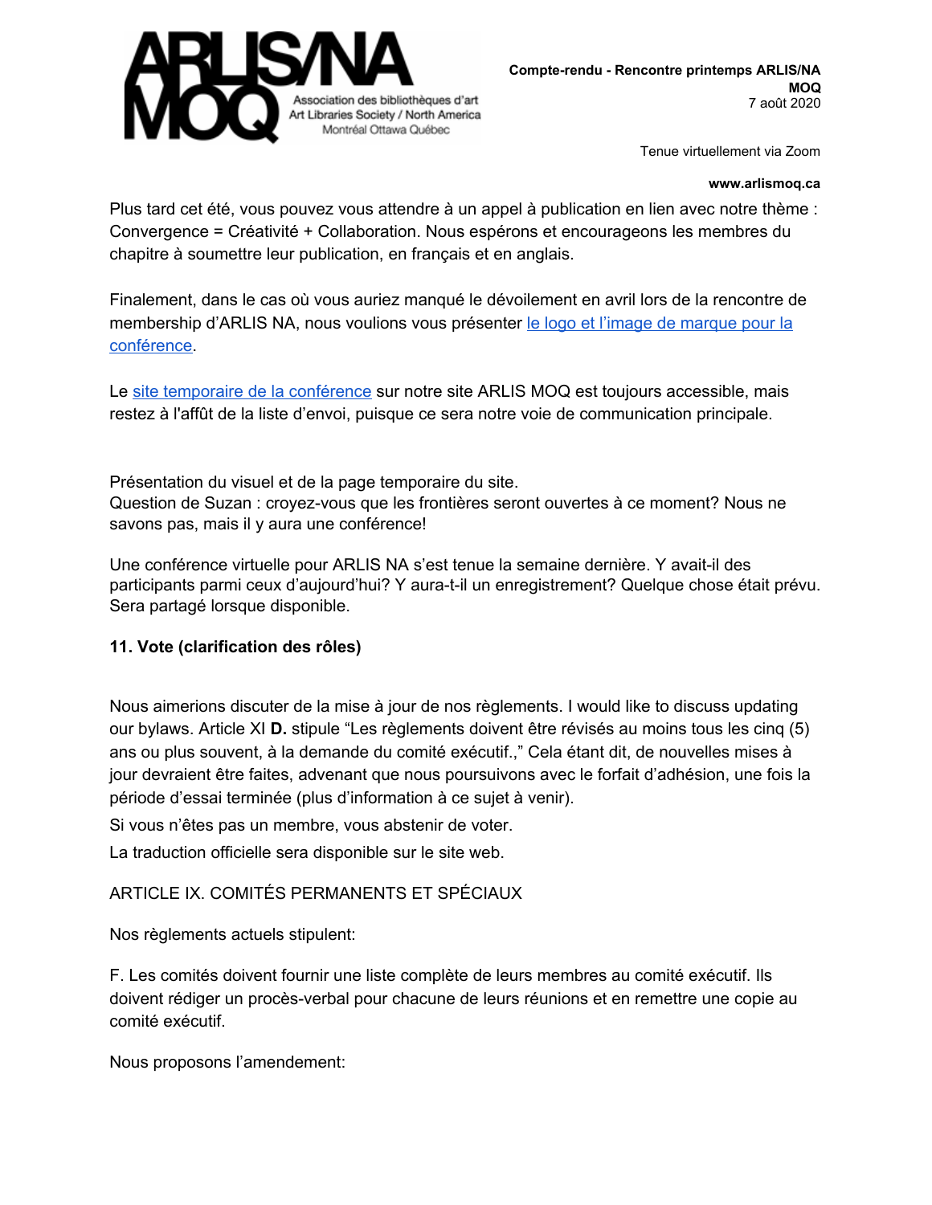Plus tard cet été, vous pouvez vous attendre à un appel à publication en lien avec notre thème : Convergence = Créativité + Collaboration. Nous espérons et encourageons les membres du chapitre à soumettre leur publication, en français et en anglais.

Finalement, dans le cas où vous auriez manqué le dévoilement en avril lors de la rencontre de membership d'ARLIS NA, nous voulions vous présenter le logo et l'image de marque pour la conférence.

Le site temporaire de la conférence sur notre site ARLIS MOQ est toujours accessible, mais restez à l'affût de la liste d'envoi, puisque ce sera notre voie de communication principale.

Présentation du visuel et de la page temporaire du site.
Question de Suzan : croyez-vous que les frontières seront ouvertes à ce moment? Nous ne savons pas, mais il y aura une conférence!

Une conférence virtuelle pour ARLIS NA s'est tenue la semaine dernière. Y avait-il des participants parmi ceux d'aujourd'hui? Y aura-t-il un enregistrement? Quelque chose était prévu. Sera partagé lorsque disponible.

**11. Vote (clarification des rôles)**

Nous aimerions discuter de la mise à jour de nos règlements. I would like to discuss updating our bylaws. Article XI **D.** stipule "Les règlements doivent être révisés au moins tous les cinq (5) ans ou plus souvent, à la demande du comité exécutif.," Cela étant dit, de nouvelles mises à jour devraient être faites, advenant que nous poursuivons avec le forfait d'adhésion, une fois la période d'essai terminée (plus d'information à ce sujet à venir).

Si vous n'êtes pas un membre, vous abstenir de voter.

La traduction officielle sera disponible sur le site web.

ARTICLE IX. COMITÉS PERMANENTS ET SPÉCIAUX

Nos règlements actuels stipulent:

F. Les comités doivent fournir une liste complète de leurs membres au comité exécutif. Ils doivent rédiger un procès-verbal pour chacune de leurs réunions et en remettre une copie au comité exécutif.

Nous proposons l'amendement: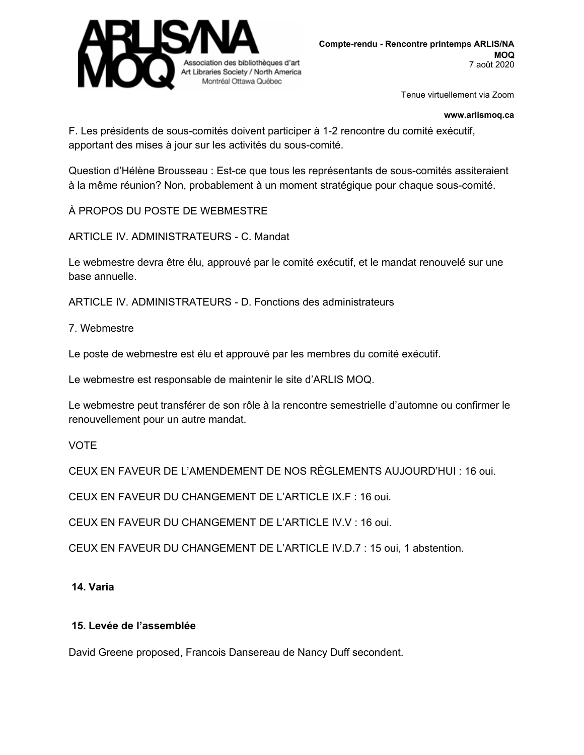F. Les présidents de sous-comités doivent participer à 1-2 rencontre du comité exécutif, apportant des mises à jour sur les activités du sous-comité.

Question d'Hélène Brousseau : Est-ce que tous les représentants de sous-comités assiteraient à la même réunion? Non, probablement à un moment stratégique pour chaque sous-comité.

À PROPOS DU POSTE DE WEBMESTRE

ARTICLE IV. ADMINISTRATEURS - C. Mandat

Le webmestre devra être élu, approuvé par le comité exécutif, et le mandat renouvelé sur une base annuelle.

ARTICLE IV. ADMINISTRATEURS - D. Fonctions des administrateurs

7. Webmestre

Le poste de webmestre est élu et approuvé par les membres du comité exécutif.

Le webmestre est responsable de maintenir le site d'ARLIS MOQ.

Le webmestre peut transférer de son rôle à la rencontre semestrielle d'automne ou confirmer le renouvellement pour un autre mandat.

VOTE

CEUX EN FAVEUR DE L'AMENDEMENT DE NOS RÈGLEMENTS AUJOURD'HUI : 16 oui.

CEUX EN FAVEUR DU CHANGEMENT DE L'ARTICLE IX.F : 16 oui.

CEUX EN FAVEUR DU CHANGEMENT DE L'ARTICLE IV.V : 16 oui.

CEUX EN FAVEUR DU CHANGEMENT DE L'ARTICLE IV.D.7 : 15 oui, 1 abstention.

**14. Varia**

**15. Levée de l'assemblée**

David Greene proposed, Francois Dansereau de Nancy Duff secondent.